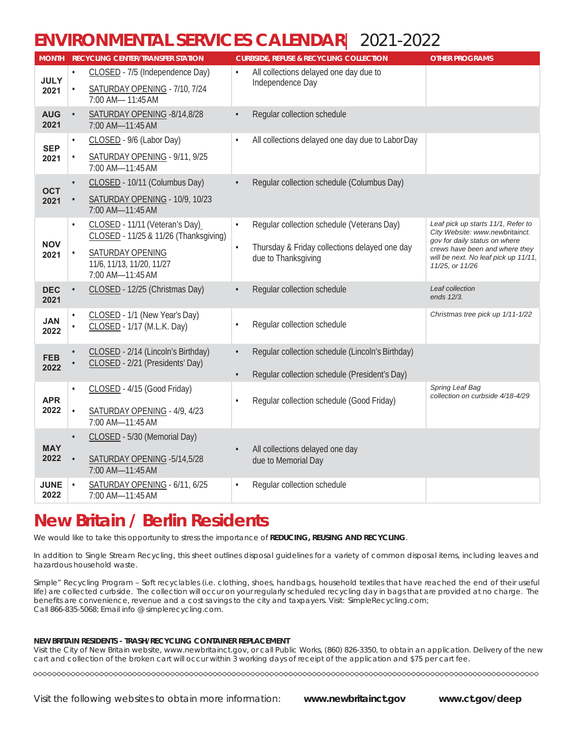# ENVIRONMENTAL SERVICES CALENDAR | 2021-2022

| MONTH | RECYCLING CENTER/TRANSFER STATION | CURBSIDE, REFUSE & RECYCLING COLLECTION | OTHER PROGRAMS |
|---|---|---|---|
| JULY 2021 | • CLOSED - 7/5 (Independence Day)<br>• SATURDAY OPENING - 7/10, 7/24 7:00 AM— 11:45 AM | • All collections delayed one day due to Independence Day | |
| AUG 2021 | • SATURDAY OPENING -8/14,8/28 7:00 AM—11:45 AM | • Regular collection schedule | |
| SEP 2021 | • CLOSED - 9/6 (Labor Day)<br>• SATURDAY OPENING - 9/11, 9/25 7:00 AM—11:45 AM | • All collections delayed one day due to Labor Day | |
| OCT 2021 | • CLOSED - 10/11 (Columbus Day)<br>• SATURDAY OPENING - 10/9, 10/23 7:00 AM—11:45 AM | • Regular collection schedule (Columbus Day) | |
| NOV 2021 | • CLOSED - 11/11 (Veteran's Day) CLOSED - 11/25 & 11/26 (Thanksgiving)<br>• SATURDAY OPENING 11/6, 11/13, 11/20, 11/27 7:00 AM—11:45 AM | • Regular collection schedule (Veterans Day)<br>• Thursday & Friday collections delayed one day due to Thanksgiving | *Leaf pick up starts 11/1, Refer to City Website: www.newbritainct.gov for daily status on where crews have been and where they will be next. No leaf pick up 11/11, 11/25, or 11/26* |
| DEC 2021 | • CLOSED - 12/25 (Christmas Day) | • Regular collection schedule | *Leaf collection ends 12/3.* |
| JAN 2022 | • CLOSED - 1/1 (New Year's Day)<br>• CLOSED - 1/17 (M.L.K. Day) | • Regular collection schedule | *Christmas tree pick up 1/11-1/22* |
| FEB 2022 | • CLOSED - 2/14 (Lincoln's Birthday)<br>• CLOSED - 2/21 (Presidents' Day) | • Regular collection schedule (Lincoln's Birthday)<br>• Regular collection schedule (President's Day) | |
| APR 2022 | • CLOSED - 4/15 (Good Friday)<br>• SATURDAY OPENING - 4/9, 4/23 7:00 AM—11:45 AM | • Regular collection schedule (Good Friday) | *Spring Leaf Bag collection on curbside 4/18-4/29* |
| MAY 2022 | • CLOSED - 5/30 (Memorial Day)<br>• SATURDAY OPENING -5/14,5/28 7:00 AM—11:45 AM | • All collections delayed one day due to Memorial Day | |
| JUNE 2022 | • SATURDAY OPENING - 6/11, 6/25 7:00 AM—11:45 AM | • Regular collection schedule | |

# New Britain / Berlin Residents

We would like to take this opportunity to stress the importance of **REDUCING, REUSING AND RECYCLING**.

In addition to Single Stream Recycling, this sheet outlines disposal guidelines for a variety of common disposal items, including leaves and hazardous household waste.

Simple" Recycling Program – Soft recyclables (i.e. clothing, shoes, handbags, household textiles that have reached the end of their useful life) are collected curbside. The collection will occur on your regularly scheduled recycling day in bags that are provided at no charge. The benefits are convenience, revenue and a cost savings to the city and taxpayers. Visit: SimpleRecycling.com;
Call 866-835-5068; Email info @simplerecycling.com.

**NEW BRITAIN RESIDENTS - TRASH/RECYCLING CONTAINER REPLACEMENT**
Visit the City of New Britain website, www.newbritainct.gov, or call Public Works, (860) 826-3350, to obtain an application. Delivery of the new cart and collection of the broken cart will occur within 3 working days of receipt of the application and $75 per cart fee.

Visit the following websites to obtain more information: **www.newbritainct.gov** **www.ct.gov/deep**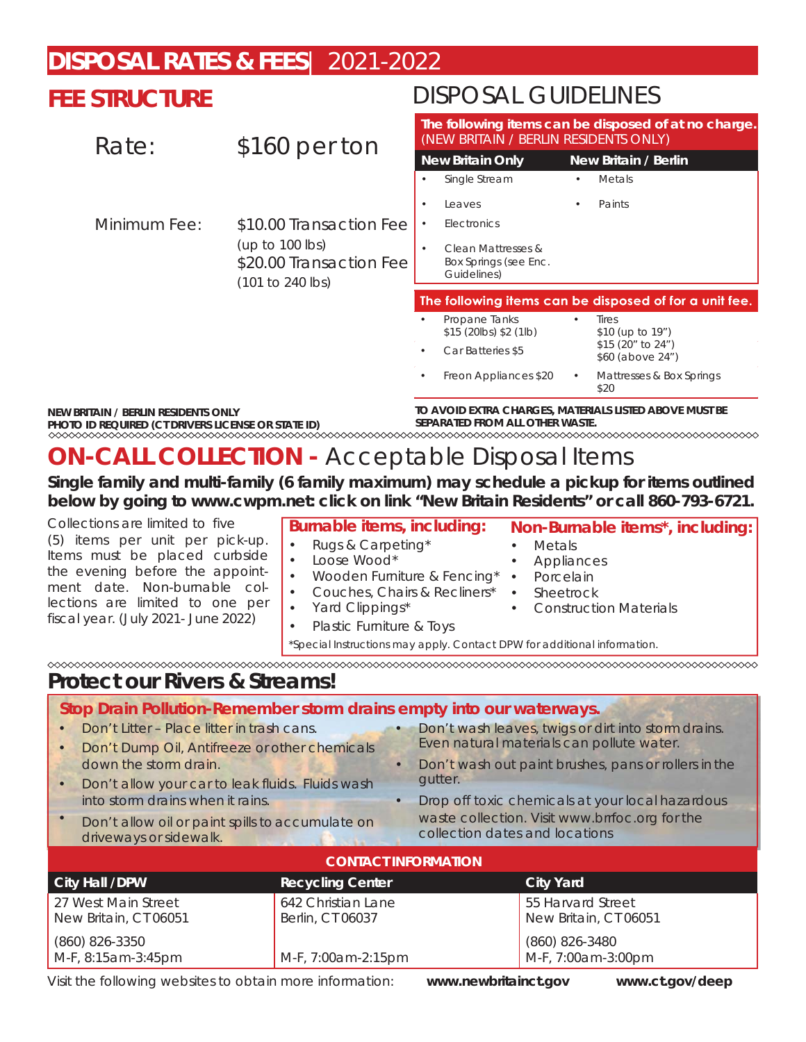# DISPOSAL RATES & FEES | 2021-2022

## FEE STRUCTURE

| | |
|---|---|
| Rate: | $160 per ton |
| Minimum Fee: | $10.00 Transaction Fee (up to 100 lbs) |
| | $20.00 Transaction Fee (101 to 240 lbs) |

**NEW BRITAIN / BERLIN RESIDENTS ONLY**
**PHOTO ID REQUIRED (CT DRIVERS LICENSE OR STATE ID)**

## DISPOSAL GUIDELINES

**The following items can be disposed of at no charge.**
(NEW BRITAIN / BERLIN RESIDENTS ONLY)

| New Britain Only | New Britain / Berlin |
|---|---|
| Single Stream | Metals |
| Leaves | Paints |
| Electronics | |
| Clean Mattresses & Box Springs (see Enc. Guidelines) | |

**The following items can be disposed of for a unit fee.**

- Propane Tanks $15 (20lbs) $2 (1lb)
- Car Batteries $5
- Freon Appliances $20
- Tires $10 (up to 19") $15 (20" to 24") $60 (above 24")
- Mattresses & Box Springs $20

**TO AVOID EXTRA CHARGES, MATERIALS LISTED ABOVE MUST BE SEPARATED FROM ALL OTHER WASTE.**

## ON-CALL COLLECTION - Acceptable Disposal Items

**Single family and multi-family (6 family maximum) may schedule a pickup for items outlined below by going to www.cwpm.net: click on link "New Britain Residents" or call 860-793-6721.**

Collections are limited to five (5) items per unit per pick-up. Items must be placed curbside the evening before the appointment date. Non-burnable collections are limited to one per fiscal year. (July 2021- June 2022)

**Burnable items, including:**

- Rugs & Carpeting*
- Loose Wood*
- Wooden Furniture & Fencing*
- Couches, Chairs & Recliners*
- Yard Clippings*
- Plastic Furniture & Toys

**Non-Burnable items*, including:**

- Metals
- Appliances
- Porcelain
- Sheetrock
- Construction Materials

*Special Instructions may apply. Contact DPW for additional information.

## Protect our Rivers & Streams!

**Stop Drain Pollution-Remember storm drains empty into our waterways.**

- Don't Litter – Place litter in trash cans.
- Don't Dump Oil, Antifreeze or other chemicals down the storm drain.
- Don't allow your car to leak fluids. Fluids wash into storm drains when it rains.
- Don't allow oil or paint spills to accumulate on driveways or sidewalk.
- Don't wash leaves, twigs or dirt into storm drains. Even natural materials can pollute water.
- Don't wash out paint brushes, pans or rollers in the gutter.
- Drop off toxic chemicals at your local hazardous waste collection. Visit www.brrfoc.org for the collection dates and locations

**CONTACT INFORMATION**

| City Hall / DPW | Recycling Center | City Yard |
|---|---|---|
| 27 West Main Street New Britain, CT 06051 | 642 Christian Lane Berlin, CT 06037 | 55 Harvard Street New Britain, CT 06051 |
| (860) 826-3350 M-F, 8:15am-3:45pm | M-F, 7:00am-2:15pm | (860) 826-3480 M-F, 7:00am-3:00pm |

Visit the following websites to obtain more information: **www.newbritainct.gov** **www.ct.gov/deep**